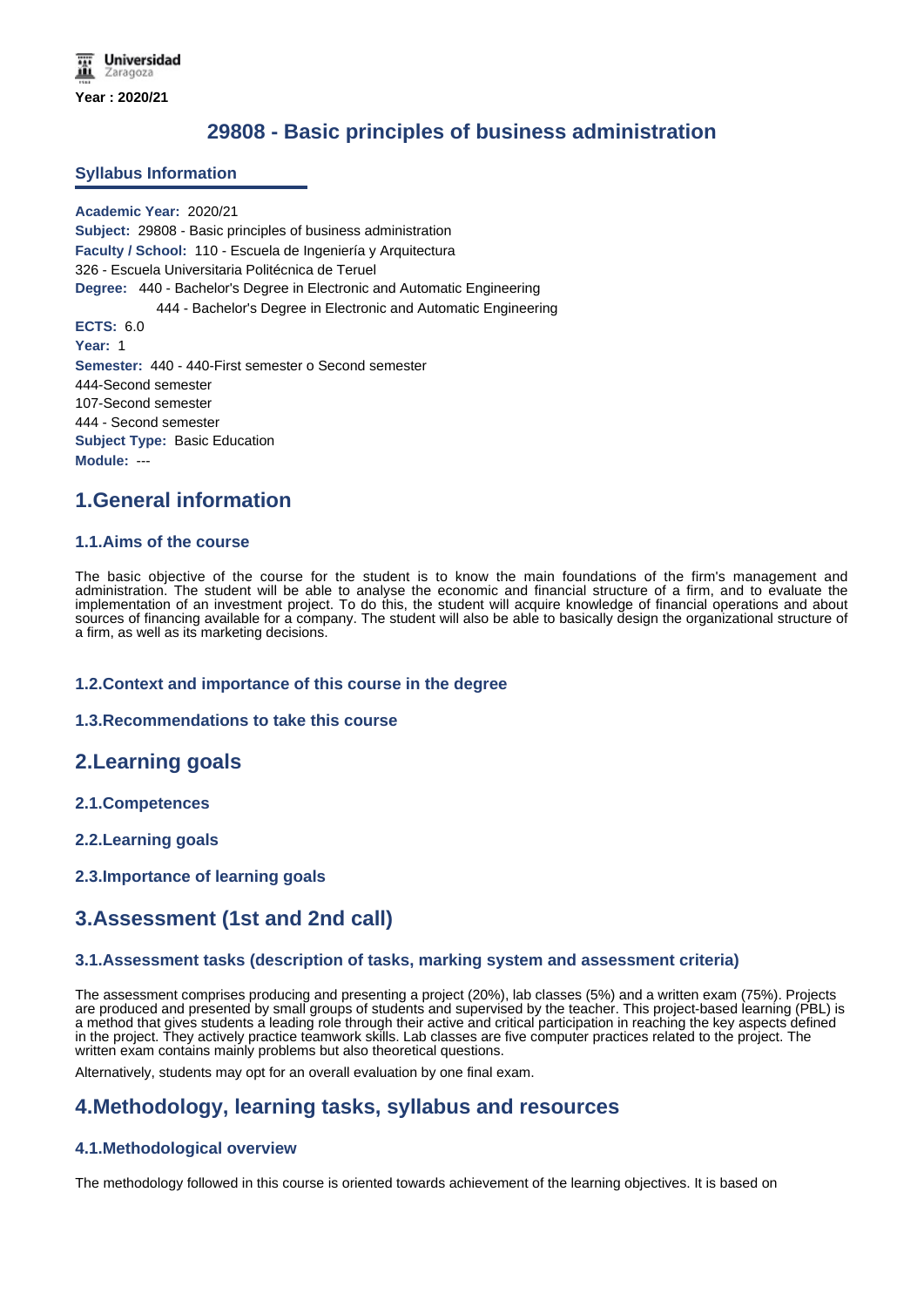Universidad Zaragoza

**Year : 2020/21**

# 29808 - Basic principles of business administration

## Syllabus Information

**Academic Year:** 2020/21
**Subject:** 29808 - Basic principles of business administration
**Faculty / School:** 110 - Escuela de Ingeniería y Arquitectura
326 - Escuela Universitaria Politécnica de Teruel
**Degree:** 440 - Bachelor's Degree in Electronic and Automatic Engineering
444 - Bachelor's Degree in Electronic and Automatic Engineering
**ECTS:** 6.0
**Year:** 1
**Semester:** 440 - 440-First semester o Second semester
444-Second semester
107-Second semester
444 - Second semester
**Subject Type:** Basic Education
**Module:** ---

## 1.General information

### 1.1.Aims of the course

The basic objective of the course for the student is to know the main foundations of the firm's management and administration. The student will be able to analyse the economic and financial structure of a firm, and to evaluate the implementation of an investment project. To do this, the student will acquire knowledge of financial operations and about sources of financing available for a company. The student will also be able to basically design the organizational structure of a firm, as well as its marketing decisions.

### 1.2.Context and importance of this course in the degree

### 1.3.Recommendations to take this course

## 2.Learning goals

### 2.1.Competences

### 2.2.Learning goals

### 2.3.Importance of learning goals

## 3.Assessment (1st and 2nd call)

### 3.1.Assessment tasks (description of tasks, marking system and assessment criteria)

The assessment comprises producing and presenting a project (20%), lab classes (5%) and a written exam (75%). Projects are produced and presented by small groups of students and supervised by the teacher. This project-based learning (PBL) is a method that gives students a leading role through their active and critical participation in reaching the key aspects defined in the project. They actively practice teamwork skills. Lab classes are five computer practices related to the project. The written exam contains mainly problems but also theoretical questions.

Alternatively, students may opt for an overall evaluation by one final exam.

## 4.Methodology, learning tasks, syllabus and resources

### 4.1.Methodological overview

The methodology followed in this course is oriented towards achievement of the learning objectives. It is based on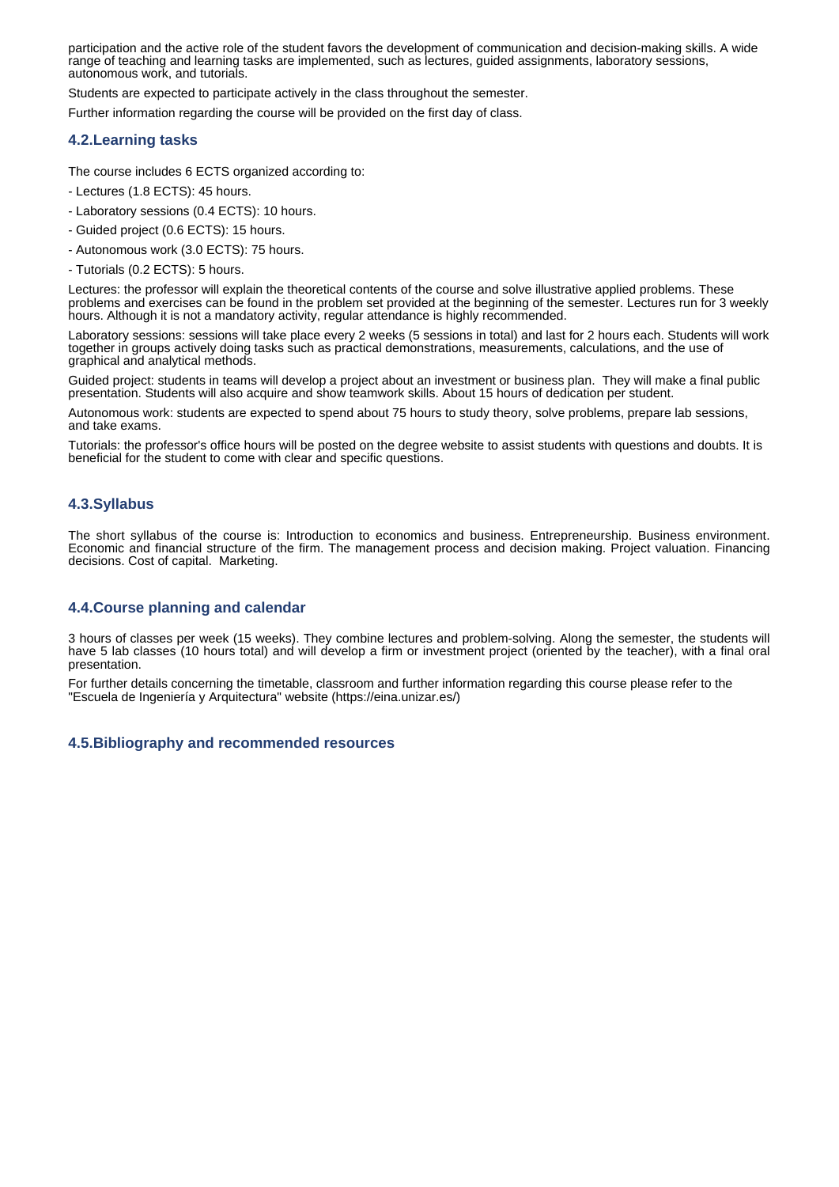participation and the active role of the student favors the development of communication and decision-making skills. A wide range of teaching and learning tasks are implemented, such as lectures, guided assignments, laboratory sessions, autonomous work, and tutorials.

Students are expected to participate actively in the class throughout the semester.

Further information regarding the course will be provided on the first day of class.

### 4.2.Learning tasks

The course includes 6 ECTS organized according to:

- Lectures (1.8 ECTS): 45 hours.
- Laboratory sessions (0.4 ECTS): 10 hours.
- Guided project (0.6 ECTS): 15 hours.
- Autonomous work (3.0 ECTS): 75 hours.
- Tutorials (0.2 ECTS): 5 hours.

Lectures: the professor will explain the theoretical contents of the course and solve illustrative applied problems. These problems and exercises can be found in the problem set provided at the beginning of the semester. Lectures run for 3 weekly hours. Although it is not a mandatory activity, regular attendance is highly recommended.

Laboratory sessions: sessions will take place every 2 weeks (5 sessions in total) and last for 2 hours each. Students will work together in groups actively doing tasks such as practical demonstrations, measurements, calculations, and the use of graphical and analytical methods.

Guided project: students in teams will develop a project about an investment or business plan. They will make a final public presentation. Students will also acquire and show teamwork skills. About 15 hours of dedication per student.

Autonomous work: students are expected to spend about 75 hours to study theory, solve problems, prepare lab sessions, and take exams.

Tutorials: the professor's office hours will be posted on the degree website to assist students with questions and doubts. It is beneficial for the student to come with clear and specific questions.

### 4.3.Syllabus

The short syllabus of the course is: Introduction to economics and business. Entrepreneurship. Business environment. Economic and financial structure of the firm. The management process and decision making. Project valuation. Financing decisions. Cost of capital. Marketing.

### 4.4.Course planning and calendar

3 hours of classes per week (15 weeks). They combine lectures and problem-solving. Along the semester, the students will have 5 lab classes (10 hours total) and will develop a firm or investment project (oriented by the teacher), with a final oral presentation.

For further details concerning the timetable, classroom and further information regarding this course please refer to the "Escuela de Ingeniería y Arquitectura" website (https://eina.unizar.es/)

### 4.5.Bibliography and recommended resources